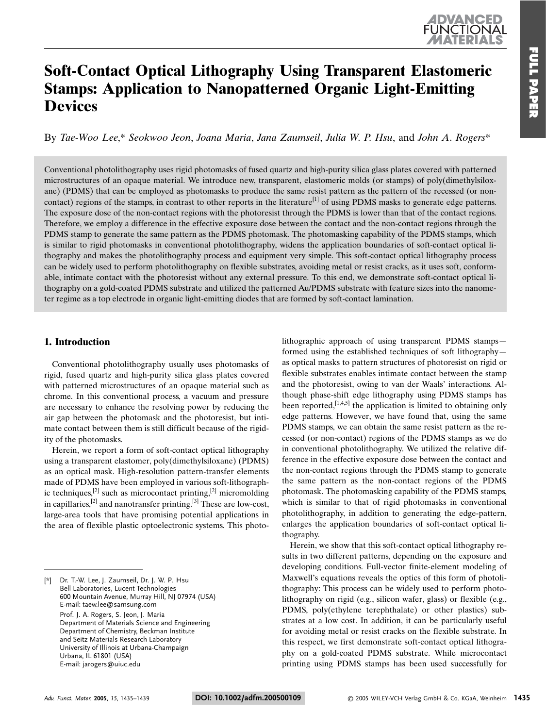# Soft-Contact Optical Lithography Using Transparent Elastomeric Stamps: Application to Nanopatterned Organic Light-Emitting Devices

By *Tae-Woo Lee*,* *Seokwoo Jeon*, *Joana Maria*, *Jana Zaumseil*, *Julia W. P. Hsu*, and *John A. Rogers**

Conventional photolithography uses rigid photomasks of fused quartz and high-purity silica glass plates covered with patterned microstructures of an opaque material. We introduce new, transparent, elastomeric molds (or stamps) of poly(dimethylsiloxane) (PDMS) that can be employed as photomasks to produce the same resist pattern as the pattern of the recessed (or non-contact) regions of the stamps, in contrast to other reports in the literature[1] of using PDMS masks to generate edge patterns. The exposure dose of the non-contact regions with the photoresist through the PDMS is lower than that of the contact regions. Therefore, we employ a difference in the effective exposure dose between the contact and the non-contact regions through the PDMS stamp to generate the same pattern as the PDMS photomask. The photomasking capability of the PDMS stamps, which is similar to rigid photomasks in conventional photolithography, widens the application boundaries of soft-contact optical lithography and makes the photolithography process and equipment very simple. This soft-contact optical lithography process can be widely used to perform photolithography on flexible substrates, avoiding metal or resist cracks, as it uses soft, conformable, intimate contact with the photoresist without any external pressure. To this end, we demonstrate soft-contact optical lithography on a gold-coated PDMS substrate and utilized the patterned Au/PDMS substrate with feature sizes into the nanometer regime as a top electrode in organic light-emitting diodes that are formed by soft-contact lamination.

## 1. Introduction

Conventional photolithography usually uses photomasks of rigid, fused quartz and high-purity silica glass plates covered with patterned microstructures of an opaque material such as chrome. In this conventional process, a vacuum and pressure are necessary to enhance the resolving power by reducing the air gap between the photomask and the photoresist, but intimate contact between them is still difficult because of the rigidity of the photomasks.

Herein, we report a form of soft-contact optical lithography using a transparent elastomer, poly(dimethylsiloxane) (PDMS) as an optical mask. High-resolution pattern-transfer elements made of PDMS have been employed in various soft-lithographic techniques,[2] such as microcontact printing,[2] micromolding in capillaries,[2] and nanotransfer printing.[3] These are low-cost, large-area tools that have promising potential applications in the area of flexible plastic optoelectronic systems. This photolithographic approach of using transparent PDMS stamps—formed using the established techniques of soft lithography—as optical masks to pattern structures of photoresist on rigid or flexible substrates enables intimate contact between the stamp and the photoresist, owing to van der Waals' interactions. Although phase-shift edge lithography using PDMS stamps has been reported,[1,4,5] the application is limited to obtaining only edge patterns. However, we have found that, using the same PDMS stamps, we can obtain the same resist pattern as the recessed (or non-contact) regions of the PDMS stamps as we do in conventional photolithography. We utilized the relative difference in the effective exposure dose between the contact and the non-contact regions through the PDMS stamp to generate the same pattern as the non-contact regions of the PDMS photomask. The photomasking capability of the PDMS stamps, which is similar to that of rigid photomasks in conventional photolithography, in addition to generating the edge-pattern, enlarges the application boundaries of soft-contact optical lithography.

Herein, we show that this soft-contact optical lithography results in two different patterns, depending on the exposure and developing conditions. Full-vector finite-element modeling of Maxwell's equations reveals the optics of this form of photolithography: This process can be widely used to perform photolithography on rigid (e.g., silicon wafer, glass) or flexible (e.g., PDMS, poly(ethylene terephthalate) or other plastics) substrates at a low cost. In addition, it can be particularly useful for avoiding metal or resist cracks on the flexible substrate. In this respect, we first demonstrate soft-contact optical lithography on a gold-coated PDMS substrate. While microcontact printing using PDMS stamps has been used successfully for

---

[*] Dr. T.-W. Lee, J. Zaumseil, Dr. J. W. P. Hsu
Bell Laboratories, Lucent Technologies
600 Mountain Avenue, Murray Hill, NJ 07974 (USA)
E-mail: taew.lee@samsung.com
Prof. J. A. Rogers, S. Jeon, J. Maria
Department of Materials Science and Engineering
Department of Chemistry, Beckman Institute
and Seitz Materials Research Laboratory
University of Illinois at Urbana-Champaign
Urbana, IL 61801 (USA)
E-mail: jarogers@uiuc.edu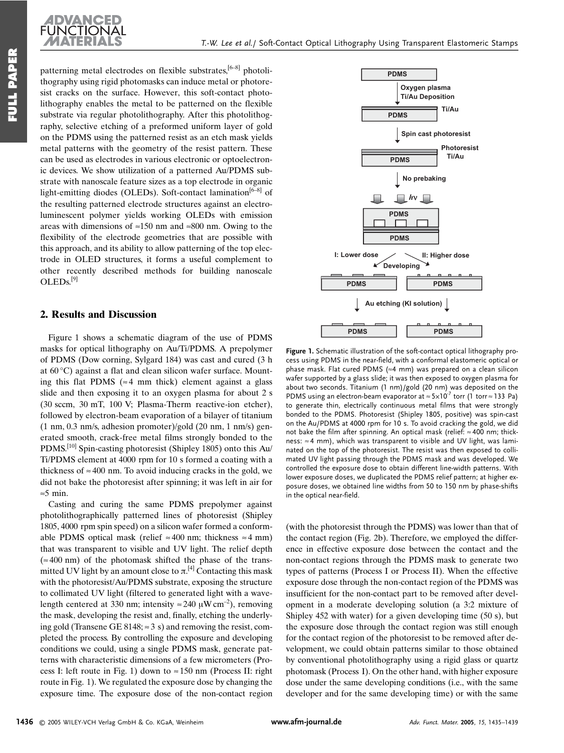patterning metal electrodes on flexible substrates,[6–8] photolithography using rigid photomasks can induce metal or photoresist cracks on the surface. However, this soft-contact photolithography enables the metal to be patterned on the flexible substrate via regular photolithography. After this photolithography, selective etching of a preformed uniform layer of gold on the PDMS using the patterned resist as an etch mask yields metal patterns with the geometry of the resist pattern. These can be used as electrodes in various electronic or optoelectronic devices. We show utilization of a patterned Au/PDMS substrate with nanoscale feature sizes as a top electrode in organic light-emitting diodes (OLEDs). Soft-contact lamination[6–8] of the resulting patterned electrode structures against an electroluminescent polymer yields working OLEDs with emission areas with dimensions of ≈150 nm and ≈800 nm. Owing to the flexibility of the electrode geometries that are possible with this approach, and its ability to allow patterning of the top electrode in OLED structures, it forms a useful complement to other recently described methods for building nanoscale OLEDs.[9]

## 2. Results and Discussion

Figure 1 shows a schematic diagram of the use of PDMS masks for optical lithography on Au/Ti/PDMS. A prepolymer of PDMS (Dow corning, Sylgard 184) was cast and cured (3 h at 60 °C) against a flat and clean silicon wafer surface. Mounting this flat PDMS (≈4 mm thick) element against a glass slide and then exposing it to an oxygen plasma for about 2 s (30 sccm, 30 mT, 100 V; Plasma-Therm reactive-ion etcher), followed by electron-beam evaporation of a bilayer of titanium (1 nm, 0.3 nm/s, adhesion promoter)/gold (20 nm, 1 nm/s) generated smooth, crack-free metal films strongly bonded to the PDMS.[10] Spin-casting photoresist (Shipley 1805) onto this Au/Ti/PDMS element at 4000 rpm for 10 s formed a coating with a thickness of ≈400 nm. To avoid inducing cracks in the gold, we did not bake the photoresist after spinning; it was left in air for ≈5 min.

Casting and curing the same PDMS prepolymer against photolithographically patterned lines of photoresist (Shipley 1805, 4000 rpm spin speed) on a silicon wafer formed a conformable PDMS optical mask (relief ≈400 nm; thickness ≈4 mm) that was transparent to visible and UV light. The relief depth (≈400 nm) of the photomask shifted the phase of the transmitted UV light by an amount close to π.[4] Contacting this mask with the photoresist/Au/PDMS substrate, exposing the structure to collimated UV light (filtered to generated light with a wavelength centered at 330 nm; intensity ≈240 μW cm$^{-2}$), removing the mask, developing the resist and, finally, etching the underlying gold (Transene GE 8148; ≈3 s) and removing the resist, completed the process. By controlling the exposure and developing conditions we could, using a single PDMS mask, generate patterns with characteristic dimensions of a few micrometers (Process I: left route in Fig. 1) down to ≈150 nm (Process II: right route in Fig. 1). We regulated the exposure dose by changing the exposure time. The exposure dose of the non-contact region (with the photoresist through the PDMS) was lower than that of the contact region (Fig. 2b). Therefore, we employed the difference in effective exposure dose between the contact and the non-contact regions through the PDMS mask to generate two types of patterns (Process I or Process II). When the effective exposure dose through the non-contact region of the PDMS was insufficient for the non-contact part to be removed after development in a moderate developing solution (a 3:2 mixture of Shipley 452 with water) for a given developing time (50 s), but the exposure dose through the contact region was still enough for the contact region of the photoresist to be removed after development, we could obtain patterns similar to those obtained by conventional photolithography using a rigid glass or quartz photomask (Process I). On the other hand, with higher exposure dose under the same developing conditions (i.e., with the same developer and for the same developing time) or with the same

**Figure 1.** Schematic illustration of the soft-contact optical lithography process using PDMS in the near-field, with a conformal elastomeric optical or phase mask. Flat cured PDMS (≈4 mm) was prepared on a clean silicon wafer supported by a glass slide; it was then exposed to oxygen plasma for about two seconds. Titanium (1 nm)/gold (20 nm) was deposited on the PDMS using an electron-beam evaporator at ≈5×10$^{-7}$ torr (1 torr ≈ 133 Pa) to generate thin, electrically continuous metal films that were strongly bonded to the PDMS. Photoresist (Shipley 1805, positive) was spin-cast on the Au/PDMS at 4000 rpm for 10 s. To avoid cracking the gold, we did not bake the film after spinning. An optical mask (relief: ≈400 nm; thickness: ≈4 mm), which was transparent to visible and UV light, was laminated on the top of the photoresist. The resist was then exposed to collimated UV light passing through the PDMS mask and was developed. We controlled the exposure dose to obtain different line-width patterns. With lower exposure doses, we duplicated the PDMS relief pattern; at higher exposure doses, we obtained line widths from 50 to 150 nm by phase-shifts in the optical near-field.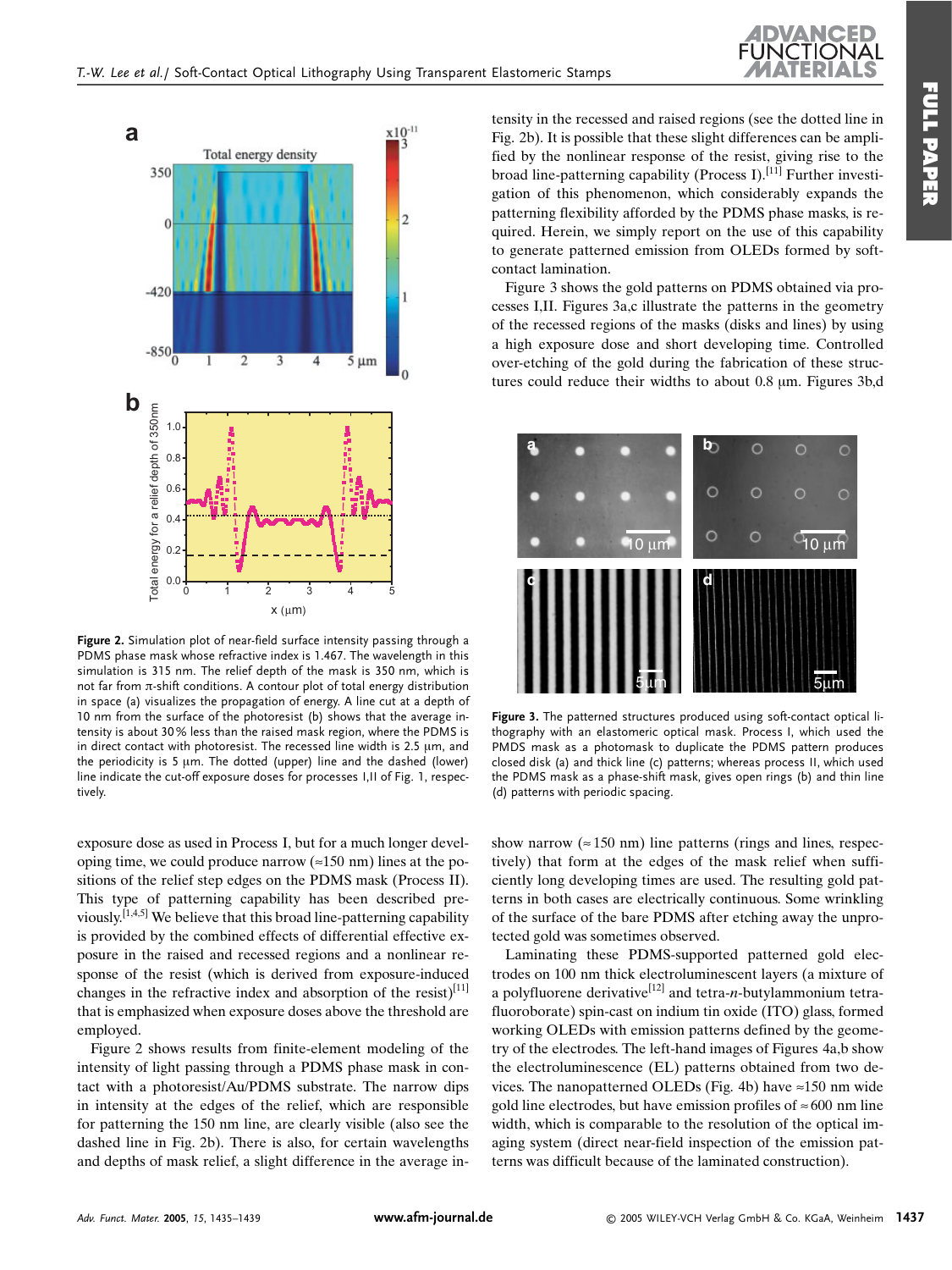**Figure 2.** Simulation plot of near-field surface intensity passing through a PDMS phase mask whose refractive index is 1.467. The wavelength in this simulation is 315 nm. The relief depth of the mask is 350 nm, which is not far from π-shift conditions. A contour plot of total energy distribution in space (a) visualizes the propagation of energy. A line cut at a depth of 10 nm from the surface of the photoresist (b) shows that the average intensity is about 30 % less than the raised mask region, where the PDMS is in direct contact with photoresist. The recessed line width is 2.5 μm, and the periodicity is 5 μm. The dotted (upper) line and the dashed (lower) line indicate the cut-off exposure doses for processes I,II of Fig. 1, respectively.

exposure dose as used in Process I, but for a much longer developing time, we could produce narrow (≈150 nm) lines at the positions of the relief step edges on the PDMS mask (Process II). This type of patterning capability has been described previously.[1,4,5] We believe that this broad line-patterning capability is provided by the combined effects of differential effective exposure in the raised and recessed regions and a nonlinear response of the resist (which is derived from exposure-induced changes in the refractive index and absorption of the resist)[11] that is emphasized when exposure doses above the threshold are employed.

Figure 2 shows results from finite-element modeling of the intensity of light passing through a PDMS phase mask in contact with a photoresist/Au/PDMS substrate. The narrow dips in intensity at the edges of the relief, which are responsible for patterning the 150 nm line, are clearly visible (also see the dashed line in Fig. 2b). There is also, for certain wavelengths and depths of mask relief, a slight difference in the average intensity in the recessed and raised regions (see the dotted line in Fig. 2b). It is possible that these slight differences can be amplified by the nonlinear response of the resist, giving rise to the broad line-patterning capability (Process I).[11] Further investigation of this phenomenon, which considerably expands the patterning flexibility afforded by the PDMS phase masks, is required. Herein, we simply report on the use of this capability to generate patterned emission from OLEDs formed by soft-contact lamination.

Figure 3 shows the gold patterns on PDMS obtained via processes I,II. Figures 3a,c illustrate the patterns in the geometry of the recessed regions of the masks (disks and lines) by using a high exposure dose and short developing time. Controlled over-etching of the gold during the fabrication of these structures could reduce their widths to about 0.8 μm. Figures 3b,d show narrow (≈150 nm) line patterns (rings and lines, respectively) that form at the edges of the mask relief when sufficiently long developing times are used. The resulting gold patterns in both cases are electrically continuous. Some wrinkling of the surface of the bare PDMS after etching away the unprotected gold was sometimes observed.

**Figure 3.** The patterned structures produced using soft-contact optical lithography with an elastomeric optical mask. Process I, which used the PMDS mask as a photomask to duplicate the PDMS pattern produces closed disk (a) and thick line (c) patterns; whereas process II, which used the PDMS mask as a phase-shift mask, gives open rings (b) and thin line (d) patterns with periodic spacing.

Laminating these PDMS-supported patterned gold electrodes on 100 nm thick electroluminescent layers (a mixture of a polyfluorene derivative[12] and tetra-*n*-butylammonium tetrafluoroborate) spin-cast on indium tin oxide (ITO) glass, formed working OLEDs with emission patterns defined by the geometry of the electrodes. The left-hand images of Figures 4a,b show the electroluminescence (EL) patterns obtained from two devices. The nanopatterned OLEDs (Fig. 4b) have ≈150 nm wide gold line electrodes, but have emission profiles of ≈600 nm line width, which is comparable to the resolution of the optical imaging system (direct near-field inspection of the emission patterns was difficult because of the laminated construction).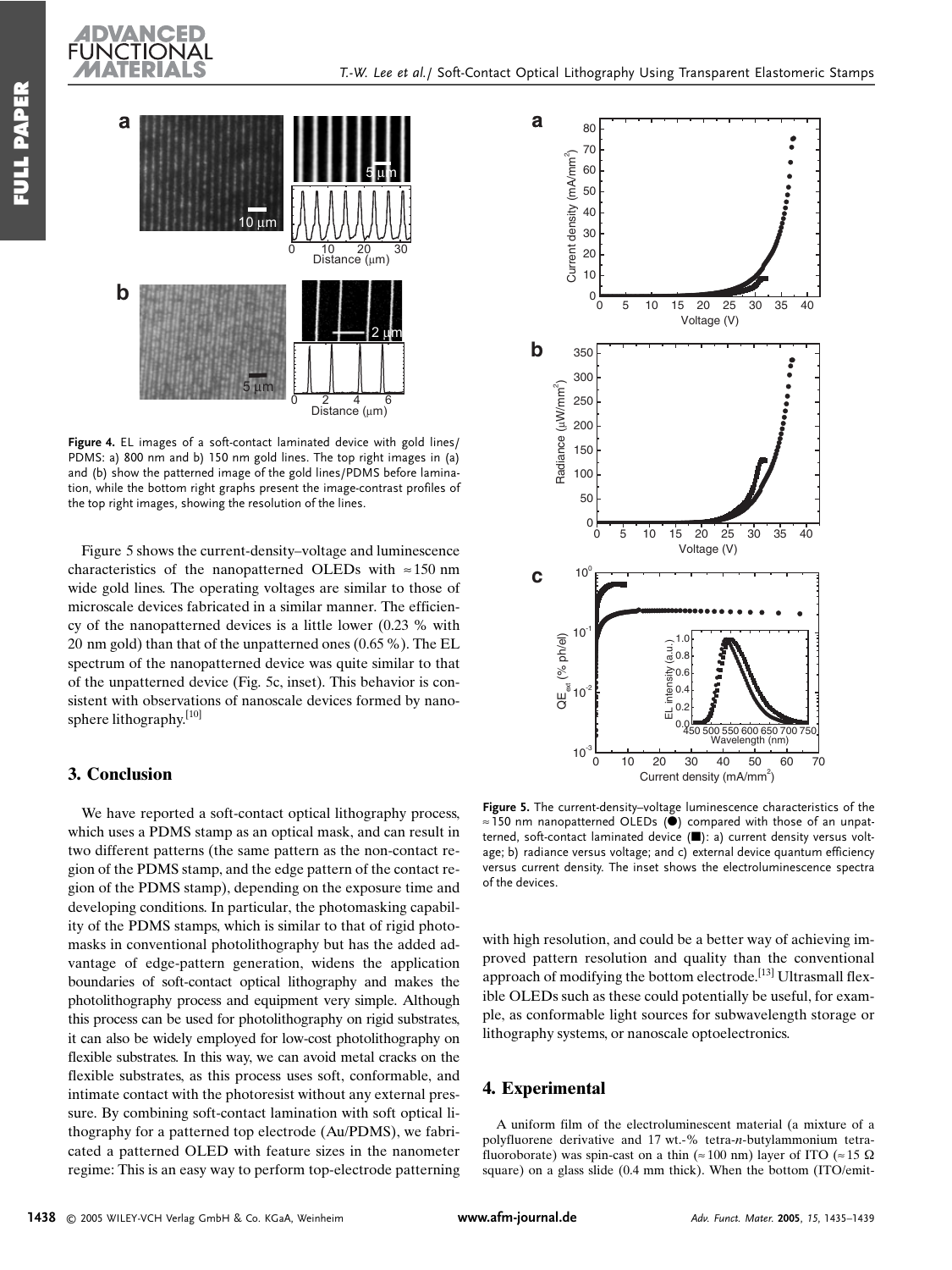**Figure 4.** EL images of a soft-contact laminated device with gold lines/PDMS: a) 800 nm and b) 150 nm gold lines. The top right images in (a) and (b) show the patterned image of the gold lines/PDMS before lamination, while the bottom right graphs present the image-contrast profiles of the top right images, showing the resolution of the lines.

Figure 5 shows the current-density–voltage and luminescence characteristics of the nanopatterned OLEDs with ≈ 150 nm wide gold lines. The operating voltages are similar to those of microscale devices fabricated in a similar manner. The efficiency of the nanopatterned devices is a little lower (0.23 % with 20 nm gold) than that of the unpatterned ones (0.65 %). The EL spectrum of the nanopatterned device was quite similar to that of the unpatterned device (Fig. 5c, inset). This behavior is consistent with observations of nanoscale devices formed by nanosphere lithography.[10]

## 3. Conclusion

We have reported a soft-contact optical lithography process, which uses a PDMS stamp as an optical mask, and can result in two different patterns (the same pattern as the non-contact region of the PDMS stamp, and the edge pattern of the contact region of the PDMS stamp), depending on the exposure time and developing conditions. In particular, the photomasking capability of the PDMS stamps, which is similar to that of rigid photomasks in conventional photolithography but has the added advantage of edge-pattern generation, widens the application boundaries of soft-contact optical lithography and makes the photolithography process and equipment very simple. Although this process can be used for photolithography on rigid substrates, it can also be widely employed for low-cost photolithography on flexible substrates. In this way, we can avoid metal cracks on the flexible substrates, as this process uses soft, conformable, and intimate contact with the photoresist without any external pressure. By combining soft-contact lamination with soft optical lithography for a patterned top electrode (Au/PDMS), we fabricated a patterned OLED with feature sizes in the nanometer regime: This is an easy way to perform top-electrode patterning with high resolution, and could be a better way of achieving improved pattern resolution and quality than the conventional approach of modifying the bottom electrode.[13] Ultrasmall flexible OLEDs such as these could potentially be useful, for example, as conformable light sources for subwavelength storage or lithography systems, or nanoscale optoelectronics.

**Figure 5.** The current-density–voltage luminescence characteristics of the ≈ 150 nm nanopatterned OLEDs (●) compared with those of an unpatterned, soft-contact laminated device (■): a) current density versus voltage; b) radiance versus voltage; and c) external device quantum efficiency versus current density. The inset shows the electroluminescence spectra of the devices.

## 4. Experimental

A uniform film of the electroluminescent material (a mixture of a polyfluorene derivative and 17 wt.-% tetra-*n*-butylammonium tetrafluoroborate) was spin-cast on a thin (≈ 100 nm) layer of ITO (≈ 15 Ω square) on a glass slide (0.4 mm thick). When the bottom (ITO/emit-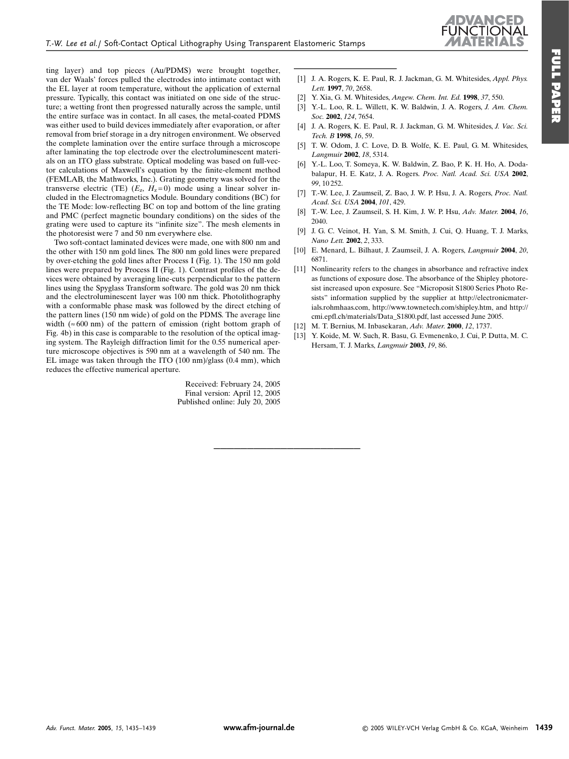ting layer) and top pieces (Au/PDMS) were brought together, van der Waals' forces pulled the electrodes into intimate contact with the EL layer at room temperature, without the application of external pressure. Typically, this contact was initiated on one side of the structure; a wetting front then progressed naturally across the sample, until the entire surface was in contact. In all cases, the metal-coated PDMS was either used to build devices immediately after evaporation, or after removal from brief storage in a dry nitrogen environment. We observed the complete lamination over the entire surface through a microscope after laminating the top electrode over the electroluminescent materials on an ITO glass substrate. Optical modeling was based on full-vector calculations of Maxwell's equation by the finite-element method (FEMLAB, the Mathworks, Inc.). Grating geometry was solved for the transverse electric (TE) ($E_z$, $H_z = 0$) mode using a linear solver included in the Electromagnetics Module. Boundary conditions (BC) for the TE Mode: low-reflecting BC on top and bottom of the line grating and PMC (perfect magnetic boundary conditions) on the sides of the grating were used to capture its "infinite size". The mesh elements in the photoresist were 7 and 50 nm everywhere else.

Two soft-contact laminated devices were made, one with 800 nm and the other with 150 nm gold lines. The 800 nm gold lines were prepared by over-etching the gold lines after Process I (Fig. 1). The 150 nm gold lines were prepared by Process II (Fig. 1). Contrast profiles of the devices were obtained by averaging line-cuts perpendicular to the pattern lines using the Spyglass Transform software. The gold was 20 nm thick and the electroluminescent layer was 100 nm thick. Photolithography with a conformable phase mask was followed by the direct etching of the pattern lines (150 nm wide) of gold on the PDMS. The average line width ($\approx 600$ nm) of the pattern of emission (right bottom graph of Fig. 4b) in this case is comparable to the resolution of the optical imaging system. The Rayleigh diffraction limit for the 0.55 numerical aperture microscope objectives is 590 nm at a wavelength of 540 nm. The EL image was taken through the ITO (100 nm)/glass (0.4 mm), which reduces the effective numerical aperture.

Received: February 24, 2005
Final version: April 12, 2005
Published online: July 20, 2005

[1] J. A. Rogers, K. E. Paul, R. J. Jackman, G. M. Whitesides, *Appl. Phys. Lett.* **1997**, *70*, 2658.
[2] Y. Xia, G. M. Whitesides, *Angew. Chem. Int. Ed.* **1998**, *37*, 550.
[3] Y.-L. Loo, R. L. Willett, K. W. Baldwin, J. A. Rogers, *J. Am. Chem. Soc.* **2002**, *124*, 7654.
[4] J. A. Rogers, K. E. Paul, R. J. Jackman, G. M. Whitesides, *J. Vac. Sci. Tech. B* **1998**, *16*, 59.
[5] T. W. Odom, J. C. Love, D. B. Wolfe, K. E. Paul, G. M. Whitesides, *Langmuir* **2002**, *18*, 5314.
[6] Y.-L. Loo, T. Someya, K. W. Baldwin, Z. Bao, P. K. H. Ho, A. Dodabalapur, H. E. Katz, J. A. Rogers. *Proc. Natl. Acad. Sci. USA* **2002**, *99*, 10 252.
[7] T.-W. Lee, J. Zaumseil, Z. Bao, J. W. P. Hsu, J. A. Rogers, *Proc. Natl. Acad. Sci. USA* **2004**, *101*, 429.
[8] T.-W. Lee, J. Zaumseil, S. H. Kim, J. W. P. Hsu, *Adv. Mater.* **2004**, *16*, 2040.
[9] J. G. C. Veinot, H. Yan, S. M. Smith, J. Cui, Q. Huang, T. J. Marks, *Nano Lett.* **2002**, *2*, 333.
[10] E. Menard, L. Bilhaut, J. Zaumseil, J. A. Rogers, *Langmuir* **2004**, *20*, 6871.
[11] Nonlinearity refers to the changes in absorbance and refractive index as functions of exposure dose. The absorbance of the Shipley photoresist increased upon exposure. See "Microposit S1800 Series Photo Resists" information supplied by the supplier at http://electronicmaterials.rohmhaas.com, http://www.townetech.com/shipley.htm, and http://cmi.epfl.ch/materials/Data_S1800.pdf, last accessed June 2005.
[12] M. T. Bernius, M. Inbasekaran, *Adv. Mater.* **2000**, *12*, 1737.
[13] Y. Koide, M. W. Such, R. Basu, G. Evmenenko, J. Cui, P. Dutta, M. C. Hersam, T. J. Marks, *Langmuir* **2003**, *19*, 86.